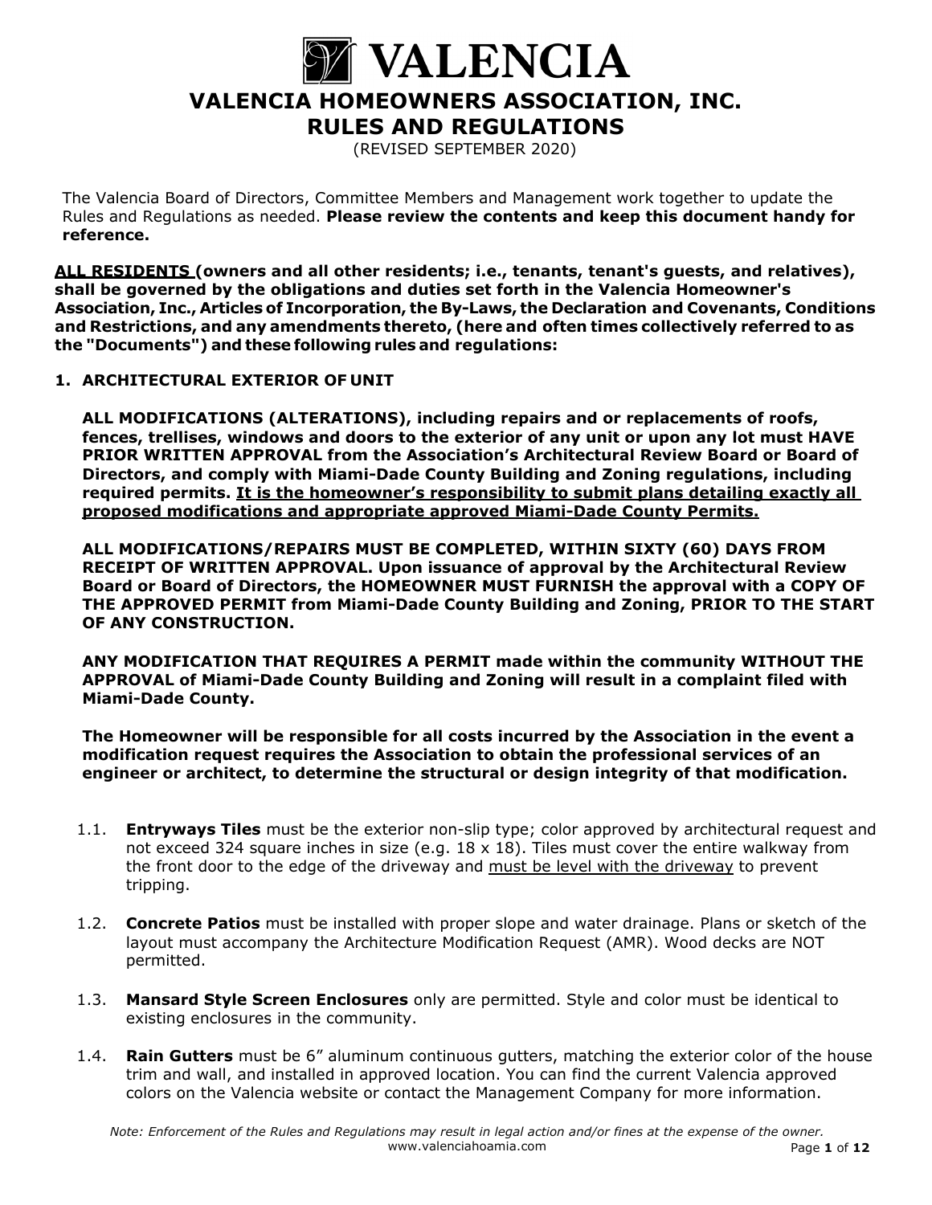# VALENCIA

## VALENCIA HOMEOWNERS ASSOCIATION, INC.
## RULES AND REGULATIONS

(REVISED SEPTEMBER 2020)

The Valencia Board of Directors, Committee Members and Management work together to update the Rules and Regulations as needed. **Please review the contents and keep this document handy for reference.**

**<u>ALL RESIDENTS</u> (owners and all other residents; i.e., tenants, tenant's guests, and relatives), shall be governed by the obligations and duties set forth in the Valencia Homeowner's Association, Inc., Articles of Incorporation, the By-Laws, the Declaration and Covenants, Conditions and Restrictions, and any amendments thereto, (here and often times collectively referred to as the "Documents") and these following rules and regulations:**

### 1. ARCHITECTURAL EXTERIOR OF UNIT

**ALL MODIFICATIONS (ALTERATIONS), including repairs and or replacements of roofs, fences, trellises, windows and doors to the exterior of any unit or upon any lot must HAVE PRIOR WRITTEN APPROVAL from the Association's Architectural Review Board or Board of Directors, and comply with Miami-Dade County Building and Zoning regulations, including required permits. <u>It is the homeowner's responsibility to submit plans detailing exactly all proposed modifications and appropriate approved Miami-Dade County Permits.</u>**

**ALL MODIFICATIONS/REPAIRS MUST BE COMPLETED, WITHIN SIXTY (60) DAYS FROM RECEIPT OF WRITTEN APPROVAL. Upon issuance of approval by the Architectural Review Board or Board of Directors, the HOMEOWNER MUST FURNISH the approval with a COPY OF THE APPROVED PERMIT from Miami-Dade County Building and Zoning, PRIOR TO THE START OF ANY CONSTRUCTION.**

**ANY MODIFICATION THAT REQUIRES A PERMIT made within the community WITHOUT THE APPROVAL of Miami-Dade County Building and Zoning will result in a complaint filed with Miami-Dade County.**

**The Homeowner will be responsible for all costs incurred by the Association in the event a modification request requires the Association to obtain the professional services of an engineer or architect, to determine the structural or design integrity of that modification.**

1.1. **Entryways Tiles** must be the exterior non-slip type; color approved by architectural request and not exceed 324 square inches in size (e.g. 18 x 18). Tiles must cover the entire walkway from the front door to the edge of the driveway and <u>must be level with the driveway</u> to prevent tripping.

1.2. **Concrete Patios** must be installed with proper slope and water drainage. Plans or sketch of the layout must accompany the Architecture Modification Request (AMR). Wood decks are NOT permitted.

1.3. **Mansard Style Screen Enclosures** only are permitted. Style and color must be identical to existing enclosures in the community.

1.4. **Rain Gutters** must be 6" aluminum continuous gutters, matching the exterior color of the house trim and wall, and installed in approved location. You can find the current Valencia approved colors on the Valencia website or contact the Management Company for more information.

*Note: Enforcement of the Rules and Regulations may result in legal action and/or fines at the expense of the owner.*
www.valenciahoamia.com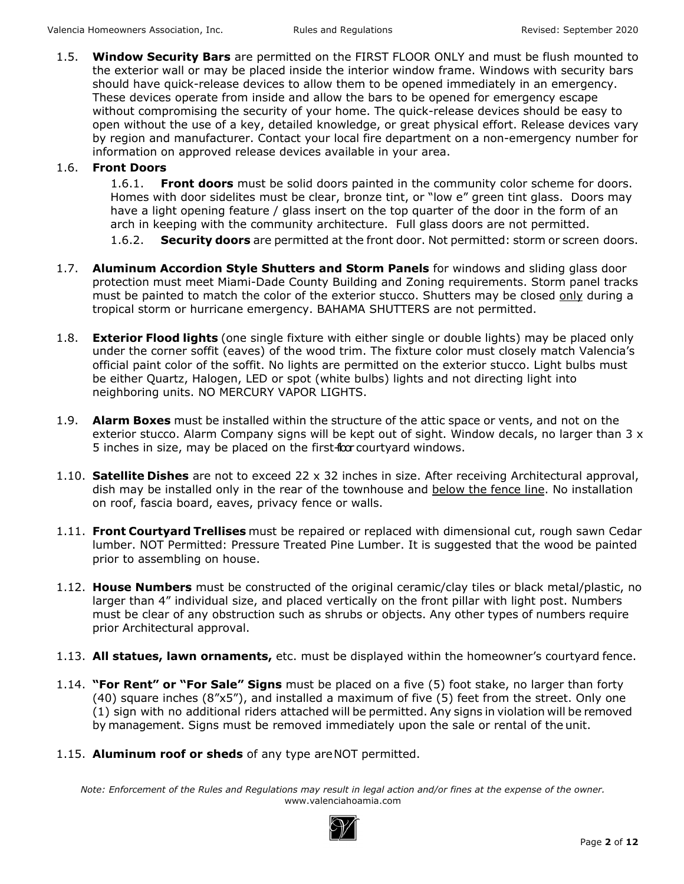1.5. **Window Security Bars** are permitted on the FIRST FLOOR ONLY and must be flush mounted to the exterior wall or may be placed inside the interior window frame. Windows with security bars should have quick-release devices to allow them to be opened immediately in an emergency. These devices operate from inside and allow the bars to be opened for emergency escape without compromising the security of your home. The quick-release devices should be easy to open without the use of a key, detailed knowledge, or great physical effort. Release devices vary by region and manufacturer. Contact your local fire department on a non-emergency number for information on approved release devices available in your area.

1.6. **Front Doors**

1.6.1. **Front doors** must be solid doors painted in the community color scheme for doors. Homes with door sidelites must be clear, bronze tint, or "low e" green tint glass. Doors may have a light opening feature / glass insert on the top quarter of the door in the form of an arch in keeping with the community architecture. Full glass doors are not permitted.

1.6.2. **Security doors** are permitted at the front door. Not permitted: storm or screen doors.

1.7. **Aluminum Accordion Style Shutters and Storm Panels** for windows and sliding glass door protection must meet Miami-Dade County Building and Zoning requirements. Storm panel tracks must be painted to match the color of the exterior stucco. Shutters may be closed only during a tropical storm or hurricane emergency. BAHAMA SHUTTERS are not permitted.

1.8. **Exterior Flood lights** (one single fixture with either single or double lights) may be placed only under the corner soffit (eaves) of the wood trim. The fixture color must closely match Valencia's official paint color of the soffit. No lights are permitted on the exterior stucco. Light bulbs must be either Quartz, Halogen, LED or spot (white bulbs) lights and not directing light into neighboring units. NO MERCURY VAPOR LIGHTS.

1.9. **Alarm Boxes** must be installed within the structure of the attic space or vents, and not on the exterior stucco. Alarm Company signs will be kept out of sight. Window decals, no larger than 3 x 5 inches in size, may be placed on the first-floor courtyard windows.

1.10. **Satellite Dishes** are not to exceed 22 x 32 inches in size. After receiving Architectural approval, dish may be installed only in the rear of the townhouse and below the fence line. No installation on roof, fascia board, eaves, privacy fence or walls.

1.11. **Front Courtyard Trellises** must be repaired or replaced with dimensional cut, rough sawn Cedar lumber. NOT Permitted: Pressure Treated Pine Lumber. It is suggested that the wood be painted prior to assembling on house.

1.12. **House Numbers** must be constructed of the original ceramic/clay tiles or black metal/plastic, no larger than 4" individual size, and placed vertically on the front pillar with light post. Numbers must be clear of any obstruction such as shrubs or objects. Any other types of numbers require prior Architectural approval.

1.13. **All statues, lawn ornaments,** etc. must be displayed within the homeowner's courtyard fence.

1.14. **"For Rent" or "For Sale" Signs** must be placed on a five (5) foot stake, no larger than forty (40) square inches (8"x5"), and installed a maximum of five (5) feet from the street. Only one (1) sign with no additional riders attached will be permitted. Any signs in violation will be removed by management. Signs must be removed immediately upon the sale or rental of the unit.

1.15. **Aluminum roof or sheds** of any type are NOT permitted.

*Note: Enforcement of the Rules and Regulations may result in legal action and/or fines at the expense of the owner.*
www.valenciahoamia.com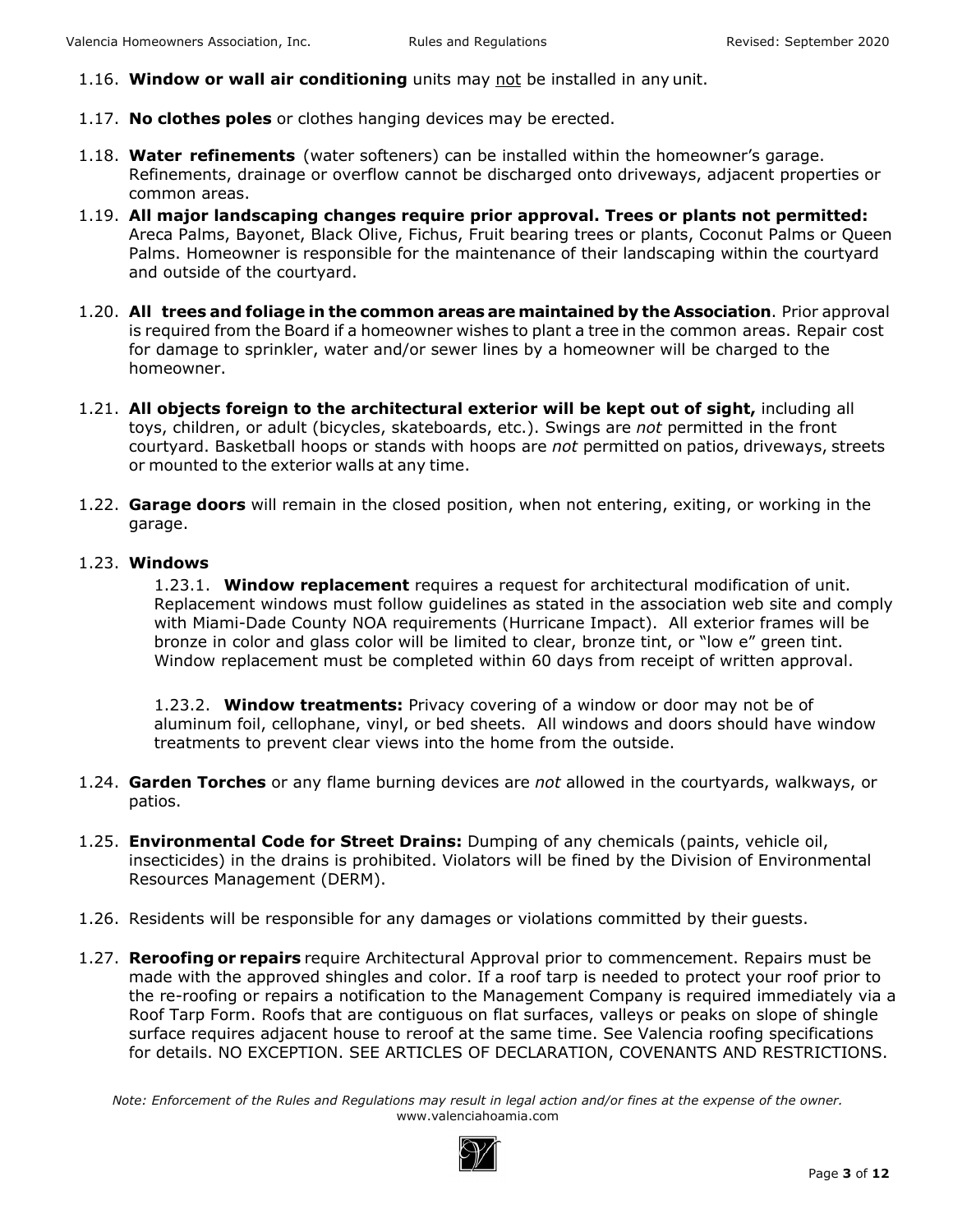1.16. **Window or wall air conditioning** units may not be installed in any unit.

1.17. **No clothes poles** or clothes hanging devices may be erected.

1.18. **Water refinements** (water softeners) can be installed within the homeowner's garage. Refinements, drainage or overflow cannot be discharged onto driveways, adjacent properties or common areas.

1.19. **All major landscaping changes require prior approval. Trees or plants not permitted:** Areca Palms, Bayonet, Black Olive, Fichus, Fruit bearing trees or plants, Coconut Palms or Queen Palms. Homeowner is responsible for the maintenance of their landscaping within the courtyard and outside of the courtyard.

1.20. **All trees and foliage in the common areas are maintained by the Association**. Prior approval is required from the Board if a homeowner wishes to plant a tree in the common areas. Repair cost for damage to sprinkler, water and/or sewer lines by a homeowner will be charged to the homeowner.

1.21. **All objects foreign to the architectural exterior will be kept out of sight,** including all toys, children, or adult (bicycles, skateboards, etc.). Swings are *not* permitted in the front courtyard. Basketball hoops or stands with hoops are *not* permitted on patios, driveways, streets or mounted to the exterior walls at any time.

1.22. **Garage doors** will remain in the closed position, when not entering, exiting, or working in the garage.

1.23. **Windows**

1.23.1. **Window replacement** requires a request for architectural modification of unit. Replacement windows must follow guidelines as stated in the association web site and comply with Miami-Dade County NOA requirements (Hurricane Impact). All exterior frames will be bronze in color and glass color will be limited to clear, bronze tint, or "low e" green tint. Window replacement must be completed within 60 days from receipt of written approval.

1.23.2. **Window treatments:** Privacy covering of a window or door may not be of aluminum foil, cellophane, vinyl, or bed sheets. All windows and doors should have window treatments to prevent clear views into the home from the outside.

1.24. **Garden Torches** or any flame burning devices are *not* allowed in the courtyards, walkways, or patios.

1.25. **Environmental Code for Street Drains:** Dumping of any chemicals (paints, vehicle oil, insecticides) in the drains is prohibited. Violators will be fined by the Division of Environmental Resources Management (DERM).

1.26. Residents will be responsible for any damages or violations committed by their guests.

1.27. **Reroofing or repairs** require Architectural Approval prior to commencement. Repairs must be made with the approved shingles and color. If a roof tarp is needed to protect your roof prior to the re-roofing or repairs a notification to the Management Company is required immediately via a Roof Tarp Form. Roofs that are contiguous on flat surfaces, valleys or peaks on slope of shingle surface requires adjacent house to reroof at the same time. See Valencia roofing specifications for details. NO EXCEPTION. SEE ARTICLES OF DECLARATION, COVENANTS AND RESTRICTIONS.

*Note: Enforcement of the Rules and Regulations may result in legal action and/or fines at the expense of the owner.*
www.valenciahoamia.com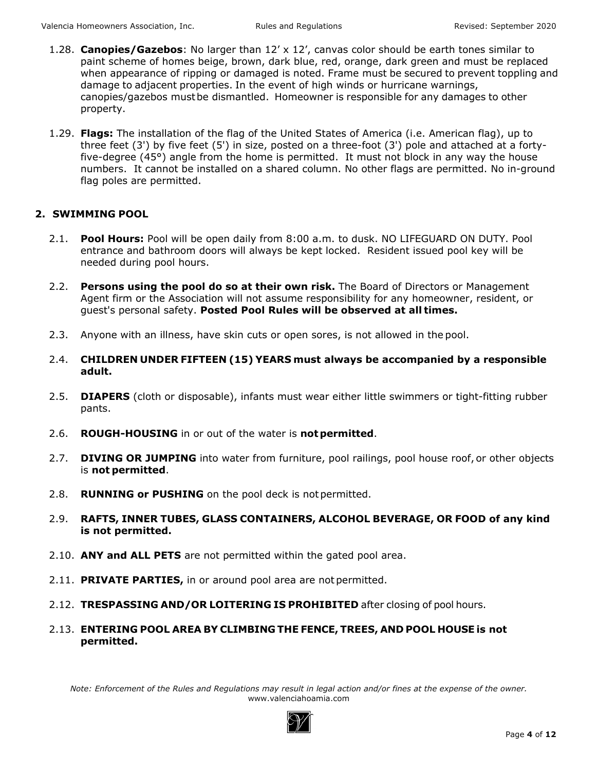1.28. **Canopies/Gazebos**: No larger than 12' x 12', canvas color should be earth tones similar to paint scheme of homes beige, brown, dark blue, red, orange, dark green and must be replaced when appearance of ripping or damaged is noted. Frame must be secured to prevent toppling and damage to adjacent properties. In the event of high winds or hurricane warnings, canopies/gazebos must be dismantled. Homeowner is responsible for any damages to other property.

1.29. **Flags:** The installation of the flag of the United States of America (i.e. American flag), up to three feet (3') by five feet (5') in size, posted on a three-foot (3') pole and attached at a forty-five-degree (45°) angle from the home is permitted. It must not block in any way the house numbers. It cannot be installed on a shared column. No other flags are permitted. No in-ground flag poles are permitted.

## 2. SWIMMING POOL

2.1. **Pool Hours:** Pool will be open daily from 8:00 a.m. to dusk. NO LIFEGUARD ON DUTY. Pool entrance and bathroom doors will always be kept locked. Resident issued pool key will be needed during pool hours.

2.2. **Persons using the pool do so at their own risk.** The Board of Directors or Management Agent firm or the Association will not assume responsibility for any homeowner, resident, or guest's personal safety. **Posted Pool Rules will be observed at all times.**

2.3. Anyone with an illness, have skin cuts or open sores, is not allowed in the pool.

2.4. **CHILDREN UNDER FIFTEEN (15) YEARS must always be accompanied by a responsible adult.**

2.5. **DIAPERS** (cloth or disposable), infants must wear either little swimmers or tight-fitting rubber pants.

2.6. **ROUGH-HOUSING** in or out of the water is **not permitted**.

2.7. **DIVING OR JUMPING** into water from furniture, pool railings, pool house roof, or other objects is **not permitted**.

2.8. **RUNNING or PUSHING** on the pool deck is not permitted.

2.9. **RAFTS, INNER TUBES, GLASS CONTAINERS, ALCOHOL BEVERAGE, OR FOOD of any kind is not permitted.**

2.10. **ANY and ALL PETS** are not permitted within the gated pool area.

2.11. **PRIVATE PARTIES,** in or around pool area are not permitted.

2.12. **TRESPASSING AND/OR LOITERING IS PROHIBITED** after closing of pool hours.

2.13. **ENTERING POOL AREA BY CLIMBING THE FENCE, TREES, AND POOL HOUSE is not permitted.**

*Note: Enforcement of the Rules and Regulations may result in legal action and/or fines at the expense of the owner.*
www.valenciahoamia.com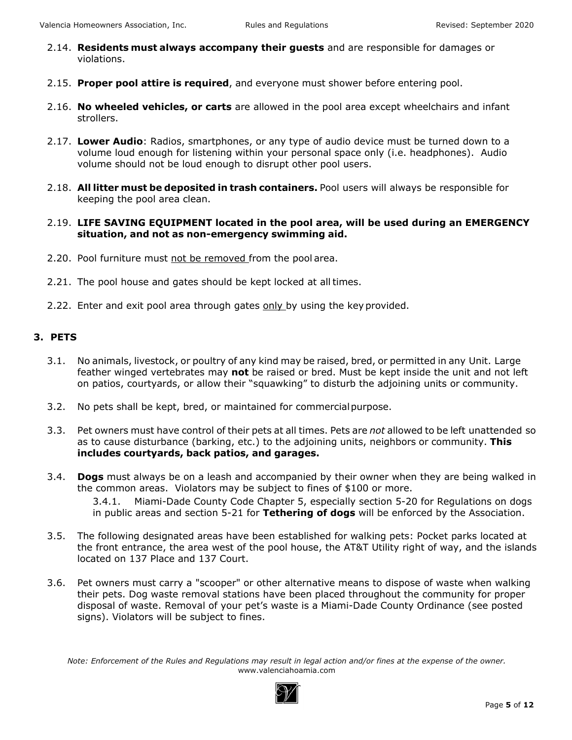2.14. **Residents must always accompany their guests** and are responsible for damages or violations.

2.15. **Proper pool attire is required**, and everyone must shower before entering pool.

2.16. **No wheeled vehicles, or carts** are allowed in the pool area except wheelchairs and infant strollers.

2.17. **Lower Audio**: Radios, smartphones, or any type of audio device must be turned down to a volume loud enough for listening within your personal space only (i.e. headphones). Audio volume should not be loud enough to disrupt other pool users.

2.18. **All litter must be deposited in trash containers.** Pool users will always be responsible for keeping the pool area clean.

2.19. **LIFE SAVING EQUIPMENT located in the pool area, will be used during an EMERGENCY situation, and not as non-emergency swimming aid.**

2.20. Pool furniture must <u>not be removed</u> from the pool area.

2.21. The pool house and gates should be kept locked at all times.

2.22. Enter and exit pool area through gates <u>only</u> by using the key provided.

## 3. PETS

3.1. No animals, livestock, or poultry of any kind may be raised, bred, or permitted in any Unit. Large feather winged vertebrates may **not** be raised or bred. Must be kept inside the unit and not left on patios, courtyards, or allow their "squawking" to disturb the adjoining units or community.

3.2. No pets shall be kept, bred, or maintained for commercial purpose.

3.3. Pet owners must have control of their pets at all times. Pets are *not* allowed to be left unattended so as to cause disturbance (barking, etc.) to the adjoining units, neighbors or community. **This includes courtyards, back patios, and garages.**

3.4. **Dogs** must always be on a leash and accompanied by their owner when they are being walked in the common areas. Violators may be subject to fines of $100 or more.

3.4.1. Miami-Dade County Code Chapter 5, especially section 5-20 for Regulations on dogs in public areas and section 5-21 for **Tethering of dogs** will be enforced by the Association.

3.5. The following designated areas have been established for walking pets: Pocket parks located at the front entrance, the area west of the pool house, the AT&T Utility right of way, and the islands located on 137 Place and 137 Court.

3.6. Pet owners must carry a "scooper" or other alternative means to dispose of waste when walking their pets. Dog waste removal stations have been placed throughout the community for proper disposal of waste. Removal of your pet's waste is a Miami-Dade County Ordinance (see posted signs). Violators will be subject to fines.

*Note: Enforcement of the Rules and Regulations may result in legal action and/or fines at the expense of the owner.*
www.valenciahoamia.com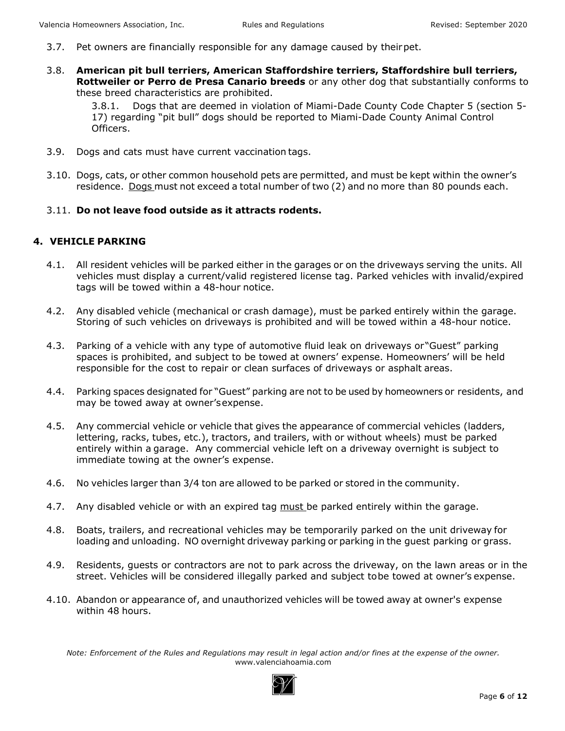3.7. Pet owners are financially responsible for any damage caused by their pet.

3.8. **American pit bull terriers, American Staffordshire terriers, Staffordshire bull terriers, Rottweiler or Perro de Presa Canario breeds** or any other dog that substantially conforms to these breed characteristics are prohibited.

3.8.1. Dogs that are deemed in violation of Miami-Dade County Code Chapter 5 (section 5-17) regarding "pit bull" dogs should be reported to Miami-Dade County Animal Control Officers.

3.9. Dogs and cats must have current vaccination tags.

3.10. Dogs, cats, or other common household pets are permitted, and must be kept within the owner's residence. Dogs must not exceed a total number of two (2) and no more than 80 pounds each.

3.11. **Do not leave food outside as it attracts rodents.**

## 4. VEHICLE PARKING

4.1. All resident vehicles will be parked either in the garages or on the driveways serving the units. All vehicles must display a current/valid registered license tag. Parked vehicles with invalid/expired tags will be towed within a 48-hour notice.

4.2. Any disabled vehicle (mechanical or crash damage), must be parked entirely within the garage. Storing of such vehicles on driveways is prohibited and will be towed within a 48-hour notice.

4.3. Parking of a vehicle with any type of automotive fluid leak on driveways or "Guest" parking spaces is prohibited, and subject to be towed at owners' expense. Homeowners' will be held responsible for the cost to repair or clean surfaces of driveways or asphalt areas.

4.4. Parking spaces designated for "Guest" parking are not to be used by homeowners or residents, and may be towed away at owner's expense.

4.5. Any commercial vehicle or vehicle that gives the appearance of commercial vehicles (ladders, lettering, racks, tubes, etc.), tractors, and trailers, with or without wheels) must be parked entirely within a garage. Any commercial vehicle left on a driveway overnight is subject to immediate towing at the owner's expense.

4.6. No vehicles larger than 3/4 ton are allowed to be parked or stored in the community.

4.7. Any disabled vehicle or with an expired tag must be parked entirely within the garage.

4.8. Boats, trailers, and recreational vehicles may be temporarily parked on the unit driveway for loading and unloading. NO overnight driveway parking or parking in the guest parking or grass.

4.9. Residents, guests or contractors are not to park across the driveway, on the lawn areas or in the street. Vehicles will be considered illegally parked and subject to be towed at owner's expense.

4.10. Abandon or appearance of, and unauthorized vehicles will be towed away at owner's expense within 48 hours.

*Note: Enforcement of the Rules and Regulations may result in legal action and/or fines at the expense of the owner.*
www.valenciahoamia.com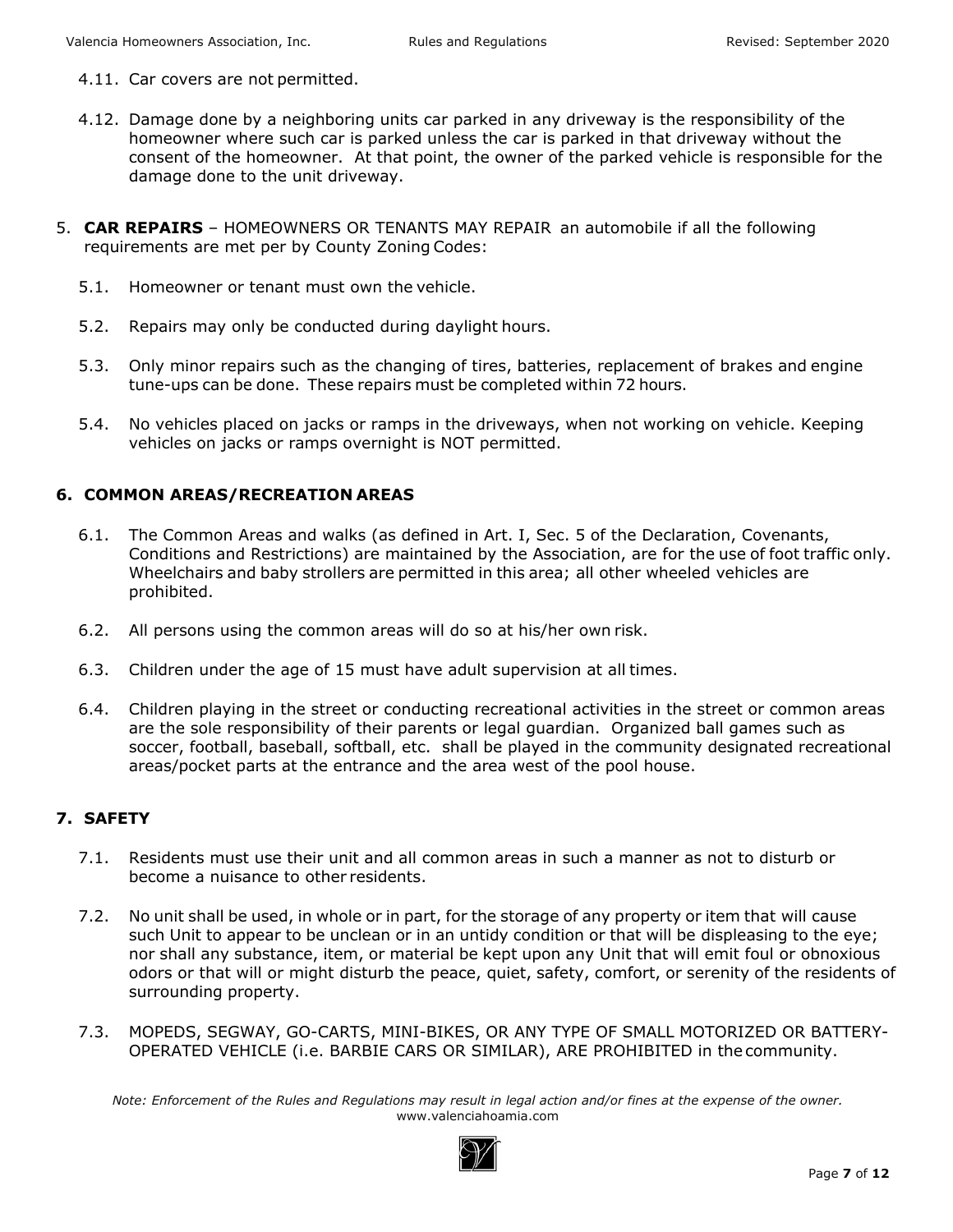4.11. Car covers are not permitted.

4.12. Damage done by a neighboring units car parked in any driveway is the responsibility of the homeowner where such car is parked unless the car is parked in that driveway without the consent of the homeowner. At that point, the owner of the parked vehicle is responsible for the damage done to the unit driveway.

5. **CAR REPAIRS** – HOMEOWNERS OR TENANTS MAY REPAIR an automobile if all the following requirements are met per by County Zoning Codes:

5.1. Homeowner or tenant must own the vehicle.

5.2. Repairs may only be conducted during daylight hours.

5.3. Only minor repairs such as the changing of tires, batteries, replacement of brakes and engine tune-ups can be done. These repairs must be completed within 72 hours.

5.4. No vehicles placed on jacks or ramps in the driveways, when not working on vehicle. Keeping vehicles on jacks or ramps overnight is NOT permitted.

## 6. COMMON AREAS/RECREATION AREAS

6.1. The Common Areas and walks (as defined in Art. I, Sec. 5 of the Declaration, Covenants, Conditions and Restrictions) are maintained by the Association, are for the use of foot traffic only. Wheelchairs and baby strollers are permitted in this area; all other wheeled vehicles are prohibited.

6.2. All persons using the common areas will do so at his/her own risk.

6.3. Children under the age of 15 must have adult supervision at all times.

6.4. Children playing in the street or conducting recreational activities in the street or common areas are the sole responsibility of their parents or legal guardian. Organized ball games such as soccer, football, baseball, softball, etc. shall be played in the community designated recreational areas/pocket parts at the entrance and the area west of the pool house.

## 7. SAFETY

7.1. Residents must use their unit and all common areas in such a manner as not to disturb or become a nuisance to other residents.

7.2. No unit shall be used, in whole or in part, for the storage of any property or item that will cause such Unit to appear to be unclean or in an untidy condition or that will be displeasing to the eye; nor shall any substance, item, or material be kept upon any Unit that will emit foul or obnoxious odors or that will or might disturb the peace, quiet, safety, comfort, or serenity of the residents of surrounding property.

7.3. MOPEDS, SEGWAY, GO-CARTS, MINI-BIKES, OR ANY TYPE OF SMALL MOTORIZED OR BATTERY-OPERATED VEHICLE (i.e. BARBIE CARS OR SIMILAR), ARE PROHIBITED in the community.

*Note: Enforcement of the Rules and Regulations may result in legal action and/or fines at the expense of the owner.*
www.valenciahoamia.com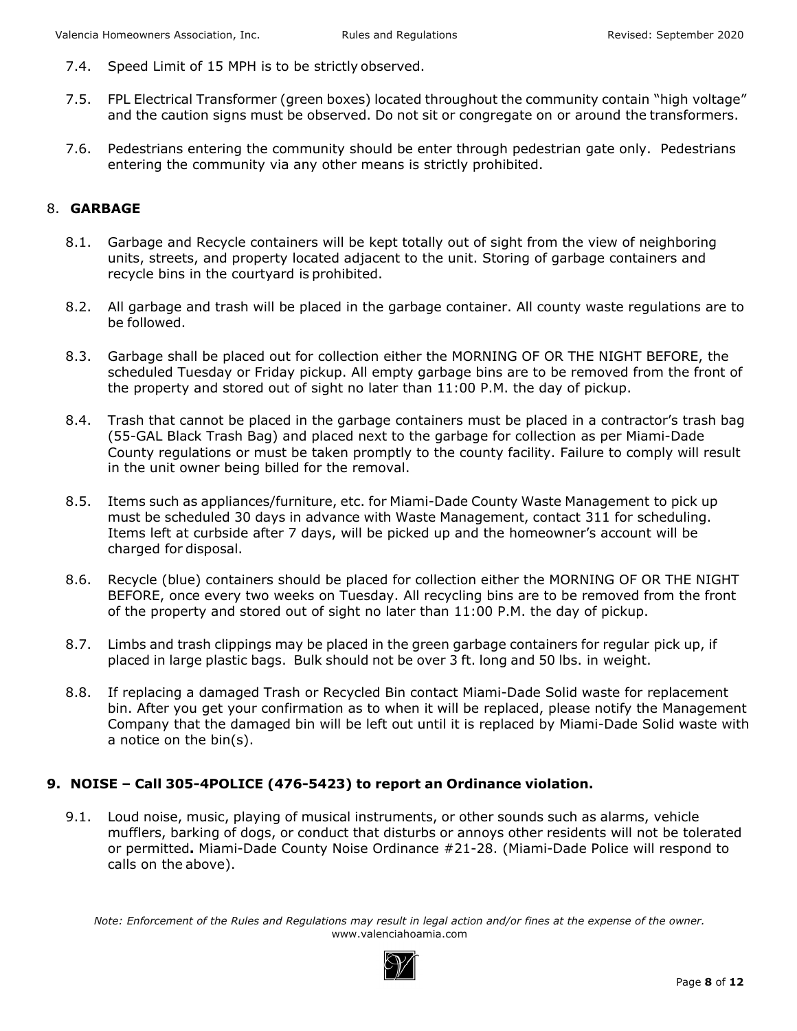7.4. Speed Limit of 15 MPH is to be strictly observed.

7.5. FPL Electrical Transformer (green boxes) located throughout the community contain "high voltage" and the caution signs must be observed. Do not sit or congregate on or around the transformers.

7.6. Pedestrians entering the community should be enter through pedestrian gate only. Pedestrians entering the community via any other means is strictly prohibited.

## 8. **GARBAGE**

8.1. Garbage and Recycle containers will be kept totally out of sight from the view of neighboring units, streets, and property located adjacent to the unit. Storing of garbage containers and recycle bins in the courtyard is prohibited.

8.2. All garbage and trash will be placed in the garbage container. All county waste regulations are to be followed.

8.3. Garbage shall be placed out for collection either the MORNING OF OR THE NIGHT BEFORE, the scheduled Tuesday or Friday pickup. All empty garbage bins are to be removed from the front of the property and stored out of sight no later than 11:00 P.M. the day of pickup.

8.4. Trash that cannot be placed in the garbage containers must be placed in a contractor's trash bag (55-GAL Black Trash Bag) and placed next to the garbage for collection as per Miami-Dade County regulations or must be taken promptly to the county facility. Failure to comply will result in the unit owner being billed for the removal.

8.5. Items such as appliances/furniture, etc. for Miami-Dade County Waste Management to pick up must be scheduled 30 days in advance with Waste Management, contact 311 for scheduling. Items left at curbside after 7 days, will be picked up and the homeowner's account will be charged for disposal.

8.6. Recycle (blue) containers should be placed for collection either the MORNING OF OR THE NIGHT BEFORE, once every two weeks on Tuesday. All recycling bins are to be removed from the front of the property and stored out of sight no later than 11:00 P.M. the day of pickup.

8.7. Limbs and trash clippings may be placed in the green garbage containers for regular pick up, if placed in large plastic bags. Bulk should not be over 3 ft. long and 50 lbs. in weight.

8.8. If replacing a damaged Trash or Recycled Bin contact Miami-Dade Solid waste for replacement bin. After you get your confirmation as to when it will be replaced, please notify the Management Company that the damaged bin will be left out until it is replaced by Miami-Dade Solid waste with a notice on the bin(s).

## 9. **NOISE – Call 305-4POLICE (476-5423) to report an Ordinance violation.**

9.1. Loud noise, music, playing of musical instruments, or other sounds such as alarms, vehicle mufflers, barking of dogs, or conduct that disturbs or annoys other residents will not be tolerated or permitted**.** Miami-Dade County Noise Ordinance #21-28. (Miami-Dade Police will respond to calls on the above).

*Note: Enforcement of the Rules and Regulations may result in legal action and/or fines at the expense of the owner.*
www.valenciahoamia.com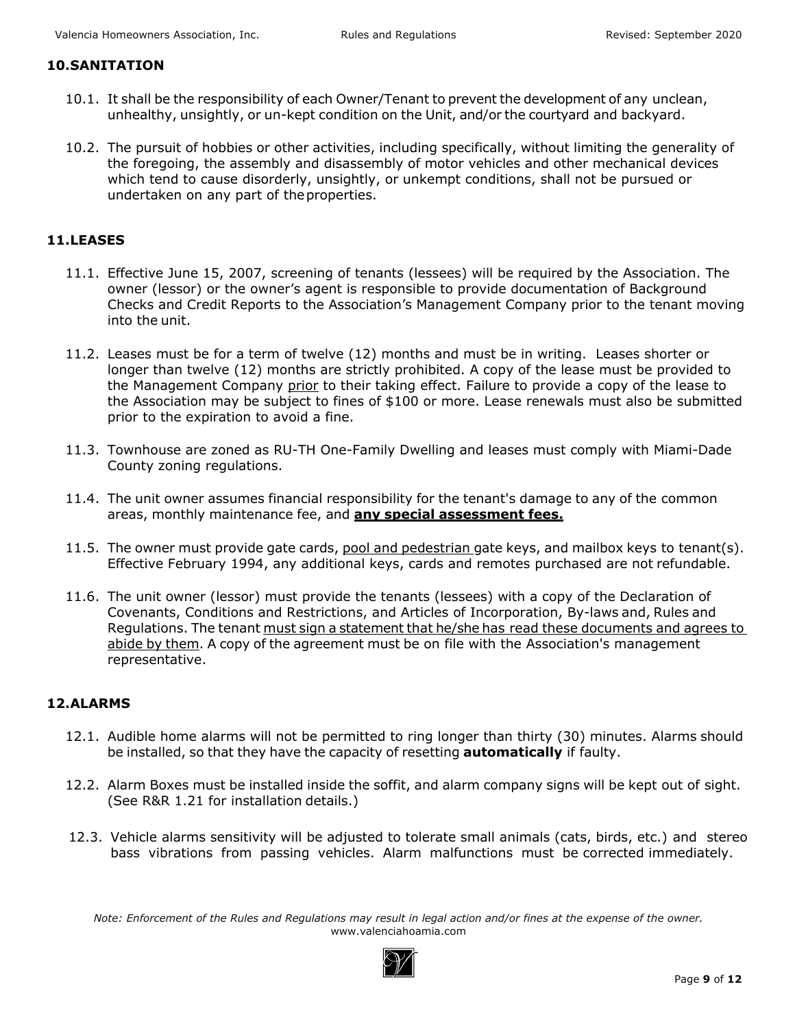## 10. SANITATION

10.1. It shall be the responsibility of each Owner/Tenant to prevent the development of any unclean, unhealthy, unsightly, or un-kept condition on the Unit, and/or the courtyard and backyard.

10.2. The pursuit of hobbies or other activities, including specifically, without limiting the generality of the foregoing, the assembly and disassembly of motor vehicles and other mechanical devices which tend to cause disorderly, unsightly, or unkempt conditions, shall not be pursued or undertaken on any part of the properties.

## 11. LEASES

11.1. Effective June 15, 2007, screening of tenants (lessees) will be required by the Association. The owner (lessor) or the owner's agent is responsible to provide documentation of Background Checks and Credit Reports to the Association's Management Company prior to the tenant moving into the unit.

11.2. Leases must be for a term of twelve (12) months and must be in writing. Leases shorter or longer than twelve (12) months are strictly prohibited. A copy of the lease must be provided to the Management Company <u>prior</u> to their taking effect. Failure to provide a copy of the lease to the Association may be subject to fines of $100 or more. Lease renewals must also be submitted prior to the expiration to avoid a fine.

11.3. Townhouse are zoned as RU-TH One-Family Dwelling and leases must comply with Miami-Dade County zoning regulations.

11.4. The unit owner assumes financial responsibility for the tenant's damage to any of the common areas, monthly maintenance fee, and **<u>any special assessment fees.</u>**

11.5. The owner must provide gate cards, <u>pool and pedestrian</u> gate keys, and mailbox keys to tenant(s). Effective February 1994, any additional keys, cards and remotes purchased are not refundable.

11.6. The unit owner (lessor) must provide the tenants (lessees) with a copy of the Declaration of Covenants, Conditions and Restrictions, and Articles of Incorporation, By-laws and, Rules and Regulations. The tenant <u>must sign a statement that he/she has read these documents and agrees to abide by them</u>. A copy of the agreement must be on file with the Association's management representative.

## 12. ALARMS

12.1. Audible home alarms will not be permitted to ring longer than thirty (30) minutes. Alarms should be installed, so that they have the capacity of resetting **automatically** if faulty.

12.2. Alarm Boxes must be installed inside the soffit, and alarm company signs will be kept out of sight. (See R&R 1.21 for installation details.)

12.3. Vehicle alarms sensitivity will be adjusted to tolerate small animals (cats, birds, etc.) and stereo bass vibrations from passing vehicles. Alarm malfunctions must be corrected immediately.

*Note: Enforcement of the Rules and Regulations may result in legal action and/or fines at the expense of the owner.*
www.valenciahoamia.com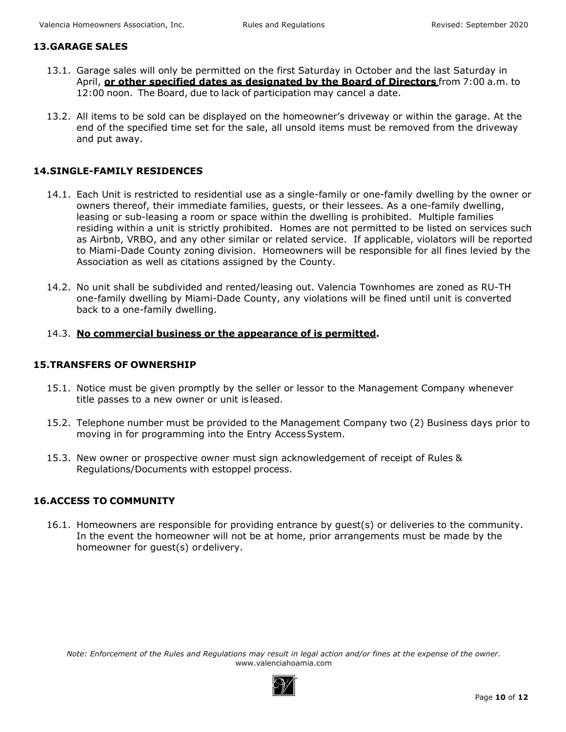## 13. GARAGE SALES

13.1. Garage sales will only be permitted on the first Saturday in October and the last Saturday in April, **or other specified dates as designated by the Board of Directors** from 7:00 a.m. to 12:00 noon. The Board, due to lack of participation may cancel a date.

13.2. All items to be sold can be displayed on the homeowner's driveway or within the garage. At the end of the specified time set for the sale, all unsold items must be removed from the driveway and put away.

## 14. SINGLE-FAMILY RESIDENCES

14.1. Each Unit is restricted to residential use as a single-family or one-family dwelling by the owner or owners thereof, their immediate families, guests, or their lessees. As a one-family dwelling, leasing or sub-leasing a room or space within the dwelling is prohibited. Multiple families residing within a unit is strictly prohibited. Homes are not permitted to be listed on services such as Airbnb, VRBO, and any other similar or related service. If applicable, violators will be reported to Miami-Dade County zoning division. Homeowners will be responsible for all fines levied by the Association as well as citations assigned by the County.

14.2. No unit shall be subdivided and rented/leasing out. Valencia Townhomes are zoned as RU-TH one-family dwelling by Miami-Dade County, any violations will be fined until unit is converted back to a one-family dwelling.

14.3. **No commercial business or the appearance of is permitted.**

## 15. TRANSFERS OF OWNERSHIP

15.1. Notice must be given promptly by the seller or lessor to the Management Company whenever title passes to a new owner or unit is leased.

15.2. Telephone number must be provided to the Management Company two (2) Business days prior to moving in for programming into the Entry Access System.

15.3. New owner or prospective owner must sign acknowledgement of receipt of Rules & Regulations/Documents with estoppel process.

## 16. ACCESS TO COMMUNITY

16.1. Homeowners are responsible for providing entrance by guest(s) or deliveries to the community. In the event the homeowner will not be at home, prior arrangements must be made by the homeowner for guest(s) or delivery.

*Note: Enforcement of the Rules and Regulations may result in legal action and/or fines at the expense of the owner.*
www.valenciahoamia.com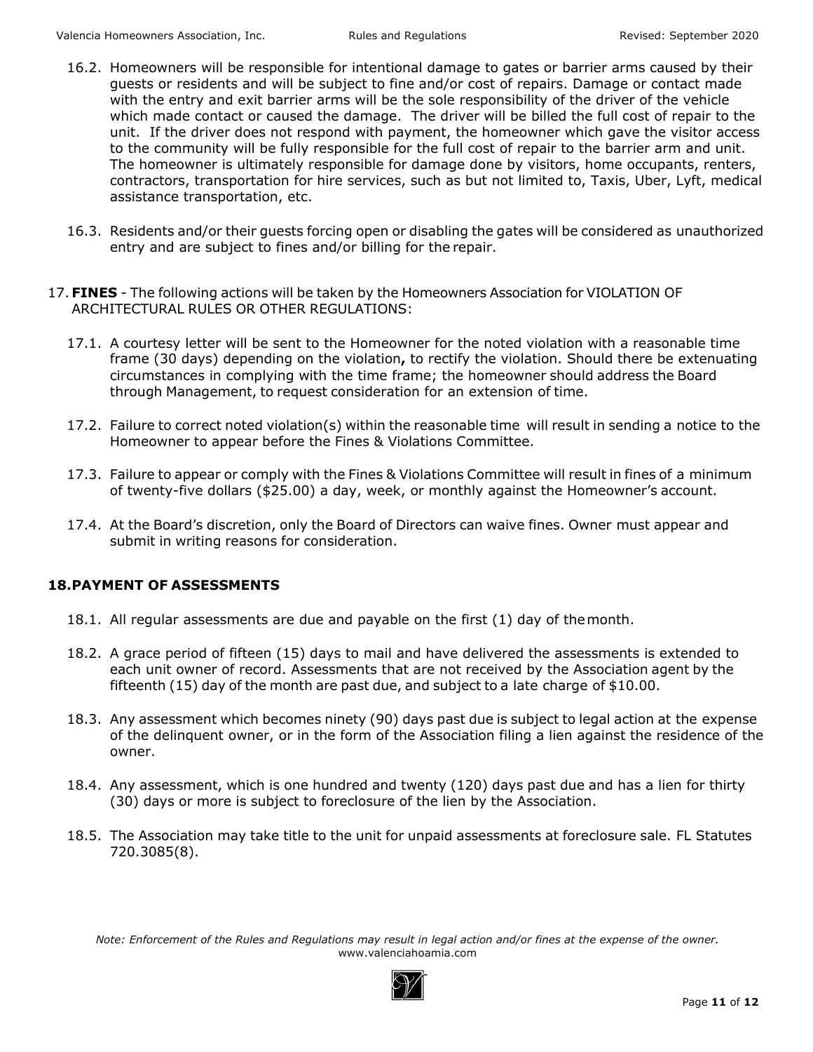16.2. Homeowners will be responsible for intentional damage to gates or barrier arms caused by their guests or residents and will be subject to fine and/or cost of repairs. Damage or contact made with the entry and exit barrier arms will be the sole responsibility of the driver of the vehicle which made contact or caused the damage. The driver will be billed the full cost of repair to the unit. If the driver does not respond with payment, the homeowner which gave the visitor access to the community will be fully responsible for the full cost of repair to the barrier arm and unit. The homeowner is ultimately responsible for damage done by visitors, home occupants, renters, contractors, transportation for hire services, such as but not limited to, Taxis, Uber, Lyft, medical assistance transportation, etc.

16.3. Residents and/or their guests forcing open or disabling the gates will be considered as unauthorized entry and are subject to fines and/or billing for the repair.

17. **FINES** - The following actions will be taken by the Homeowners Association for VIOLATION OF ARCHITECTURAL RULES OR OTHER REGULATIONS:

17.1. A courtesy letter will be sent to the Homeowner for the noted violation with a reasonable time frame (30 days) depending on the violation**,** to rectify the violation. Should there be extenuating circumstances in complying with the time frame; the homeowner should address the Board through Management, to request consideration for an extension of time.

17.2. Failure to correct noted violation(s) within the reasonable time will result in sending a notice to the Homeowner to appear before the Fines & Violations Committee.

17.3. Failure to appear or comply with the Fines & Violations Committee will result in fines of a minimum of twenty-five dollars ($25.00) a day, week, or monthly against the Homeowner's account.

17.4. At the Board's discretion, only the Board of Directors can waive fines. Owner must appear and submit in writing reasons for consideration.

## 18. PAYMENT OF ASSESSMENTS

18.1. All regular assessments are due and payable on the first (1) day of the month.

18.2. A grace period of fifteen (15) days to mail and have delivered the assessments is extended to each unit owner of record. Assessments that are not received by the Association agent by the fifteenth (15) day of the month are past due, and subject to a late charge of $10.00.

18.3. Any assessment which becomes ninety (90) days past due is subject to legal action at the expense of the delinquent owner, or in the form of the Association filing a lien against the residence of the owner.

18.4. Any assessment, which is one hundred and twenty (120) days past due and has a lien for thirty (30) days or more is subject to foreclosure of the lien by the Association.

18.5. The Association may take title to the unit for unpaid assessments at foreclosure sale. FL Statutes 720.3085(8).

*Note: Enforcement of the Rules and Regulations may result in legal action and/or fines at the expense of the owner.*
www.valenciahoamia.com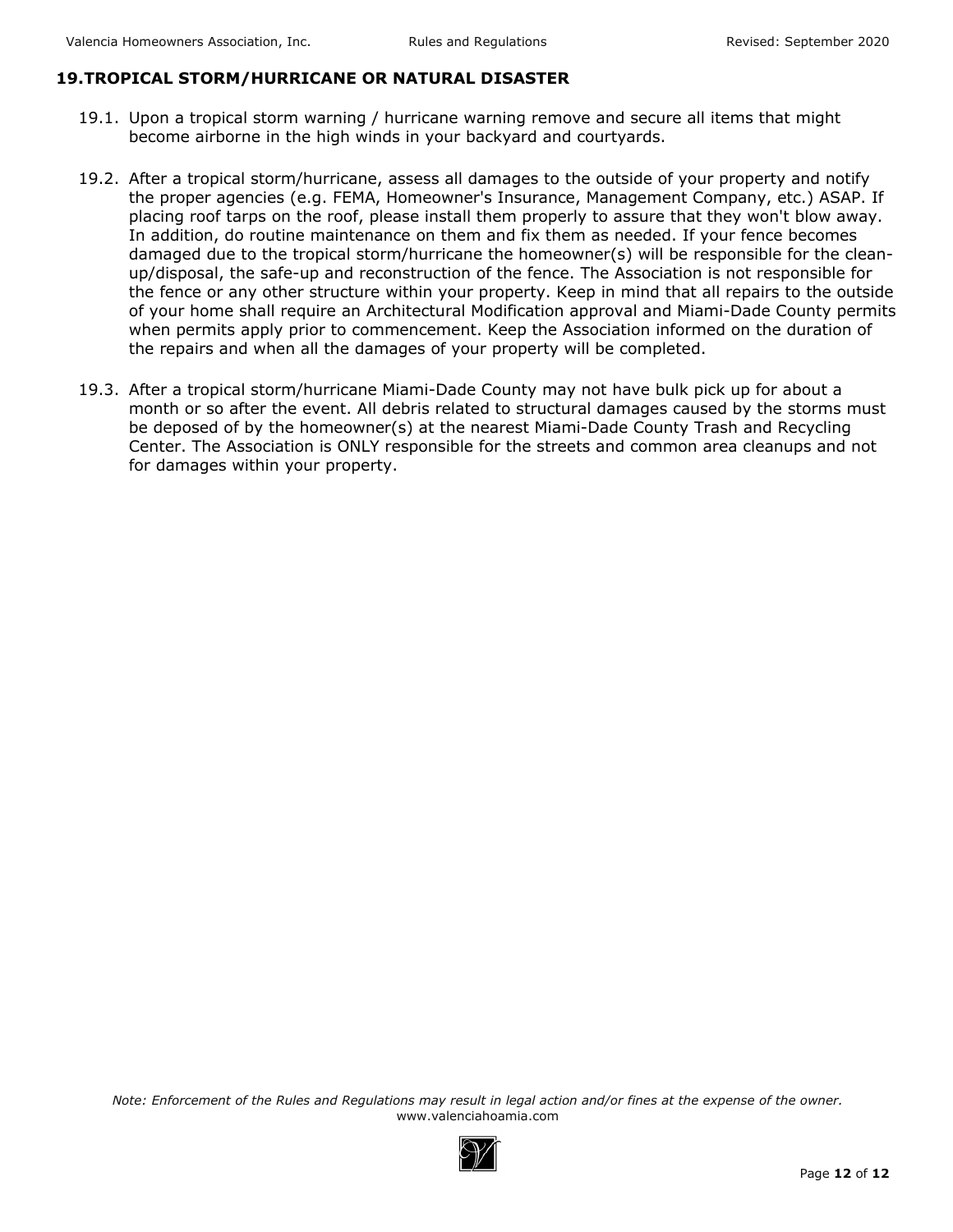## 19. TROPICAL STORM/HURRICANE OR NATURAL DISASTER

19.1. Upon a tropical storm warning / hurricane warning remove and secure all items that might become airborne in the high winds in your backyard and courtyards.

19.2. After a tropical storm/hurricane, assess all damages to the outside of your property and notify the proper agencies (e.g. FEMA, Homeowner's Insurance, Management Company, etc.) ASAP. If placing roof tarps on the roof, please install them properly to assure that they won't blow away. In addition, do routine maintenance on them and fix them as needed. If your fence becomes damaged due to the tropical storm/hurricane the homeowner(s) will be responsible for the clean-up/disposal, the safe-up and reconstruction of the fence. The Association is not responsible for the fence or any other structure within your property. Keep in mind that all repairs to the outside of your home shall require an Architectural Modification approval and Miami-Dade County permits when permits apply prior to commencement. Keep the Association informed on the duration of the repairs and when all the damages of your property will be completed.

19.3. After a tropical storm/hurricane Miami-Dade County may not have bulk pick up for about a month or so after the event. All debris related to structural damages caused by the storms must be deposed of by the homeowner(s) at the nearest Miami-Dade County Trash and Recycling Center. The Association is ONLY responsible for the streets and common area cleanups and not for damages within your property.